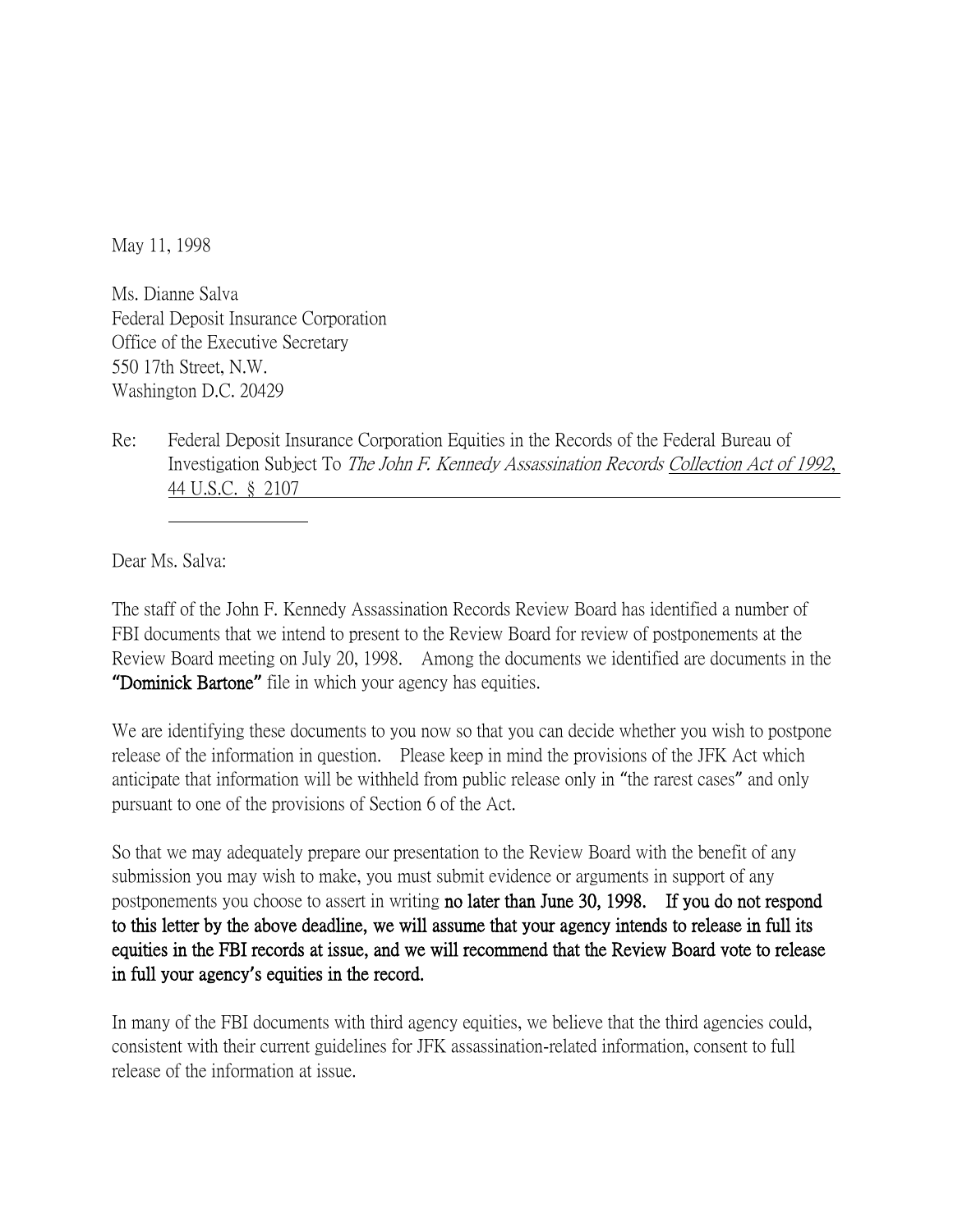May 11, 1998

Ms. Dianne Salva
Federal Deposit Insurance Corporation
Office of the Executive Secretary
550 17th Street, N.W.
Washington D.C. 20429

Re: Federal Deposit Insurance Corporation Equities in the Records of the Federal Bureau of Investigation Subject To *The John F. Kennedy Assassination Records* Collection Act of 1992, 44 U.S.C. § 2107

Dear Ms. Salva:

The staff of the John F. Kennedy Assassination Records Review Board has identified a number of FBI documents that we intend to present to the Review Board for review of postponements at the Review Board meeting on July 20, 1998. Among the documents we identified are documents in the **"Dominick Bartone"** file in which your agency has equities.

We are identifying these documents to you now so that you can decide whether you wish to postpone release of the information in question. Please keep in mind the provisions of the JFK Act which anticipate that information will be withheld from public release only in "the rarest cases" and only pursuant to one of the provisions of Section 6 of the Act.

So that we may adequately prepare our presentation to the Review Board with the benefit of any submission you may wish to make, you must submit evidence or arguments in support of any postponements you choose to assert in writing **no later than June 30, 1998. If you do not respond to this letter by the above deadline, we will assume that your agency intends to release in full its equities in the FBI records at issue, and we will recommend that the Review Board vote to release in full your agency's equities in the record.**

In many of the FBI documents with third agency equities, we believe that the third agencies could, consistent with their current guidelines for JFK assassination-related information, consent to full release of the information at issue.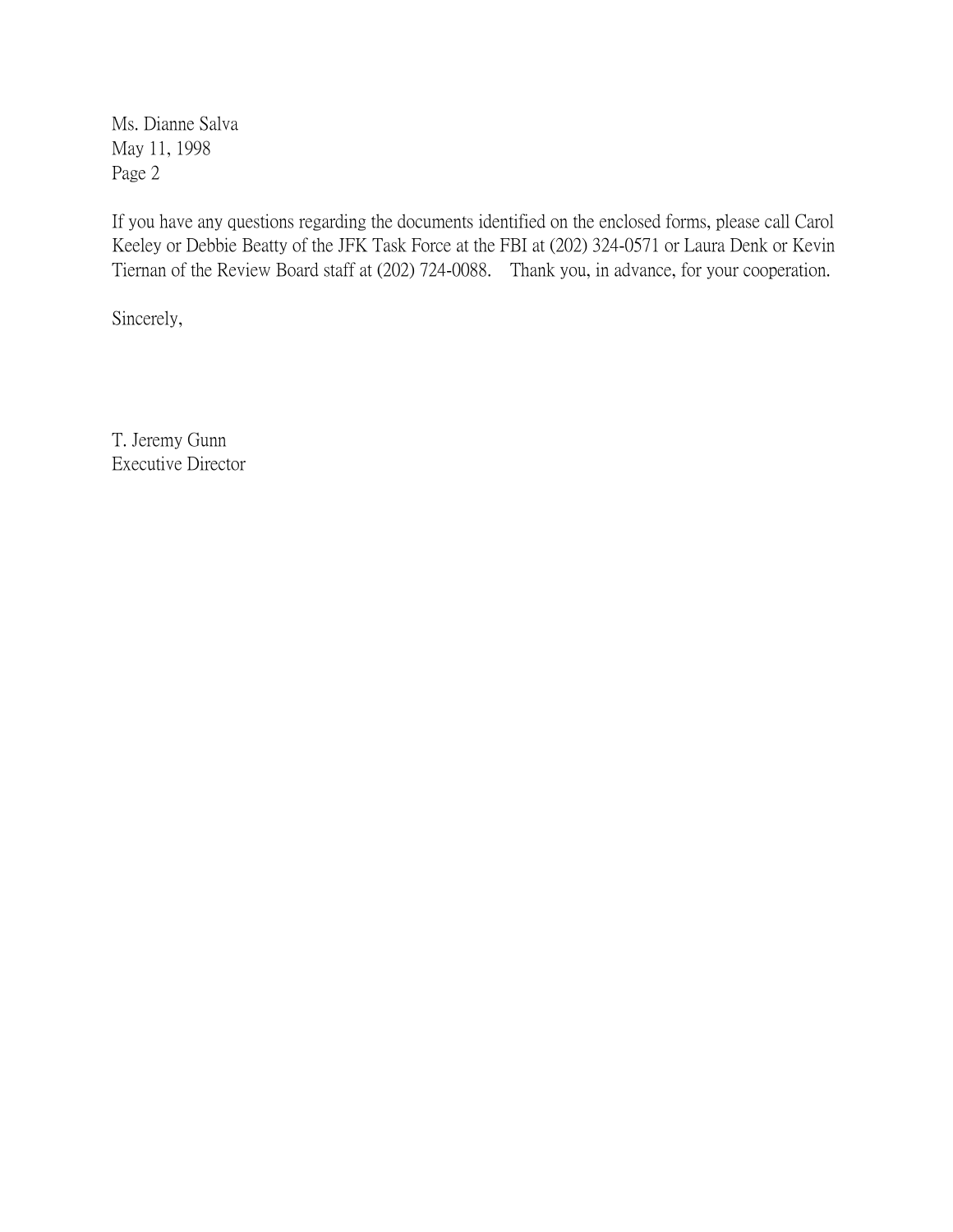Ms. Dianne Salva
May 11, 1998
Page 2

If you have any questions regarding the documents identified on the enclosed forms, please call Carol Keeley or Debbie Beatty of the JFK Task Force at the FBI at (202) 324-0571 or Laura Denk or Kevin Tiernan of the Review Board staff at (202) 724-0088. Thank you, in advance, for your cooperation.

Sincerely,

T. Jeremy Gunn
Executive Director